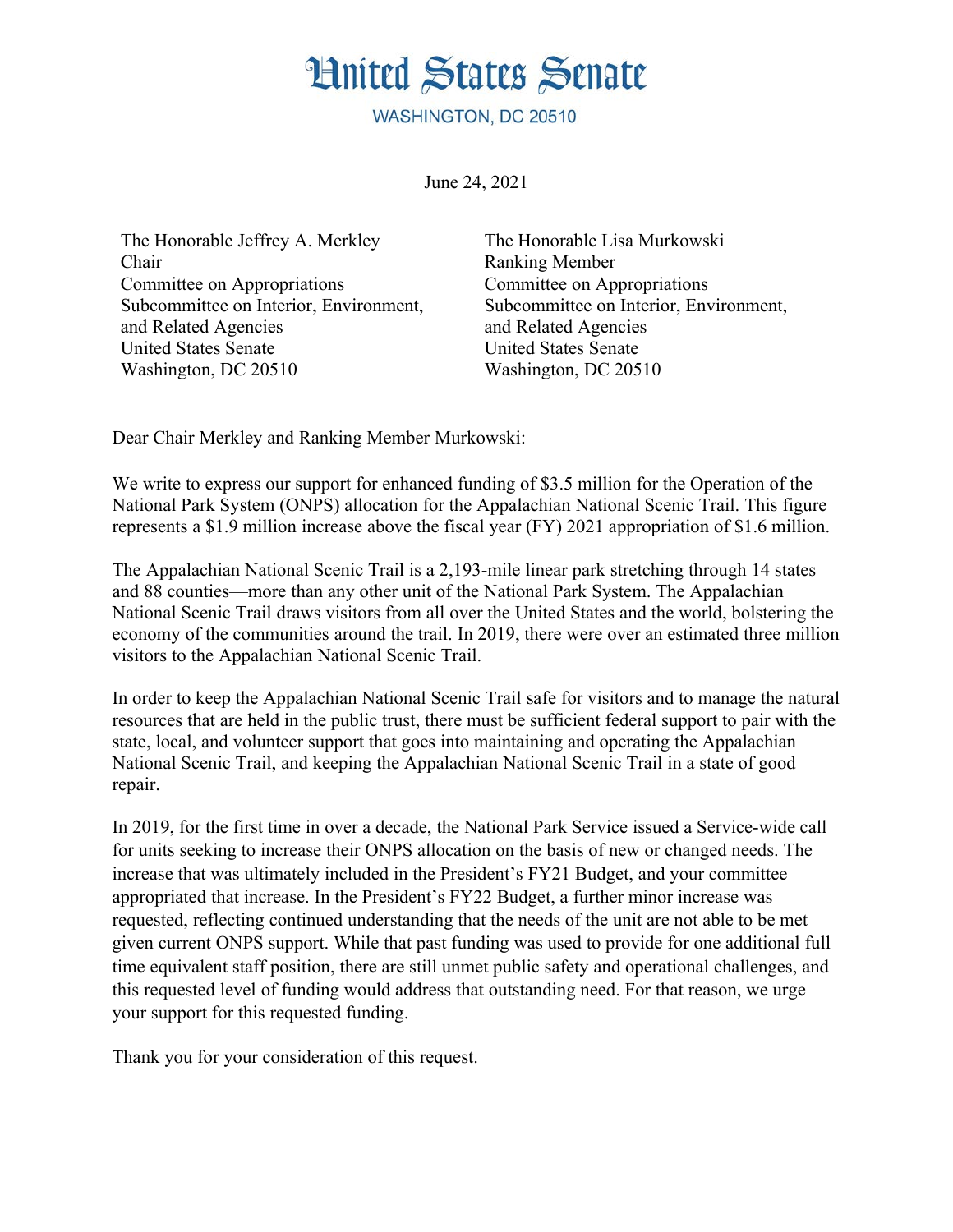# United States Senate

WASHINGTON, DC 20510

June 24, 2021

The Honorable Jeffrey A. Merkley
Chair
Committee on Appropriations
Subcommittee on Interior, Environment, and Related Agencies
United States Senate
Washington, DC 20510

The Honorable Lisa Murkowski
Ranking Member
Committee on Appropriations
Subcommittee on Interior, Environment, and Related Agencies
United States Senate
Washington, DC 20510

Dear Chair Merkley and Ranking Member Murkowski:

We write to express our support for enhanced funding of $3.5 million for the Operation of the National Park System (ONPS) allocation for the Appalachian National Scenic Trail. This figure represents a $1.9 million increase above the fiscal year (FY) 2021 appropriation of $1.6 million.

The Appalachian National Scenic Trail is a 2,193-mile linear park stretching through 14 states and 88 counties—more than any other unit of the National Park System. The Appalachian National Scenic Trail draws visitors from all over the United States and the world, bolstering the economy of the communities around the trail. In 2019, there were over an estimated three million visitors to the Appalachian National Scenic Trail.

In order to keep the Appalachian National Scenic Trail safe for visitors and to manage the natural resources that are held in the public trust, there must be sufficient federal support to pair with the state, local, and volunteer support that goes into maintaining and operating the Appalachian National Scenic Trail, and keeping the Appalachian National Scenic Trail in a state of good repair.

In 2019, for the first time in over a decade, the National Park Service issued a Service-wide call for units seeking to increase their ONPS allocation on the basis of new or changed needs. The increase that was ultimately included in the President's FY21 Budget, and your committee appropriated that increase. In the President's FY22 Budget, a further minor increase was requested, reflecting continued understanding that the needs of the unit are not able to be met given current ONPS support. While that past funding was used to provide for one additional full time equivalent staff position, there are still unmet public safety and operational challenges, and this requested level of funding would address that outstanding need. For that reason, we urge your support for this requested funding.

Thank you for your consideration of this request.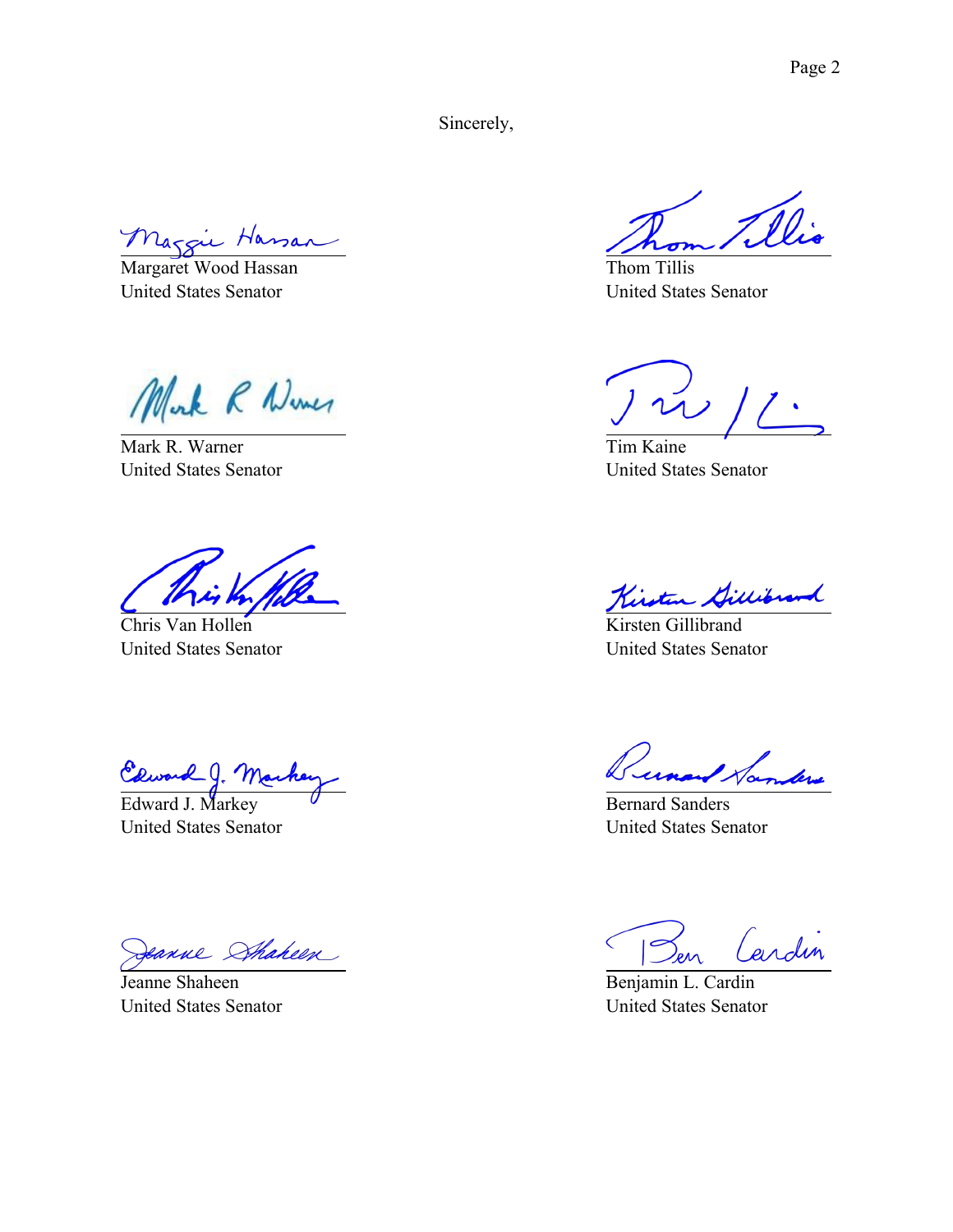Sincerely,

Margaret Wood Hassan
United States Senator

Thom Tillis
United States Senator

Mark R. Warner
United States Senator

Tim Kaine
United States Senator

Chris Van Hollen
United States Senator

Kirsten Gillibrand
United States Senator

Edward J. Markey
United States Senator

Bernard Sanders
United States Senator

Jeanne Shaheen
United States Senator

Benjamin L. Cardin
United States Senator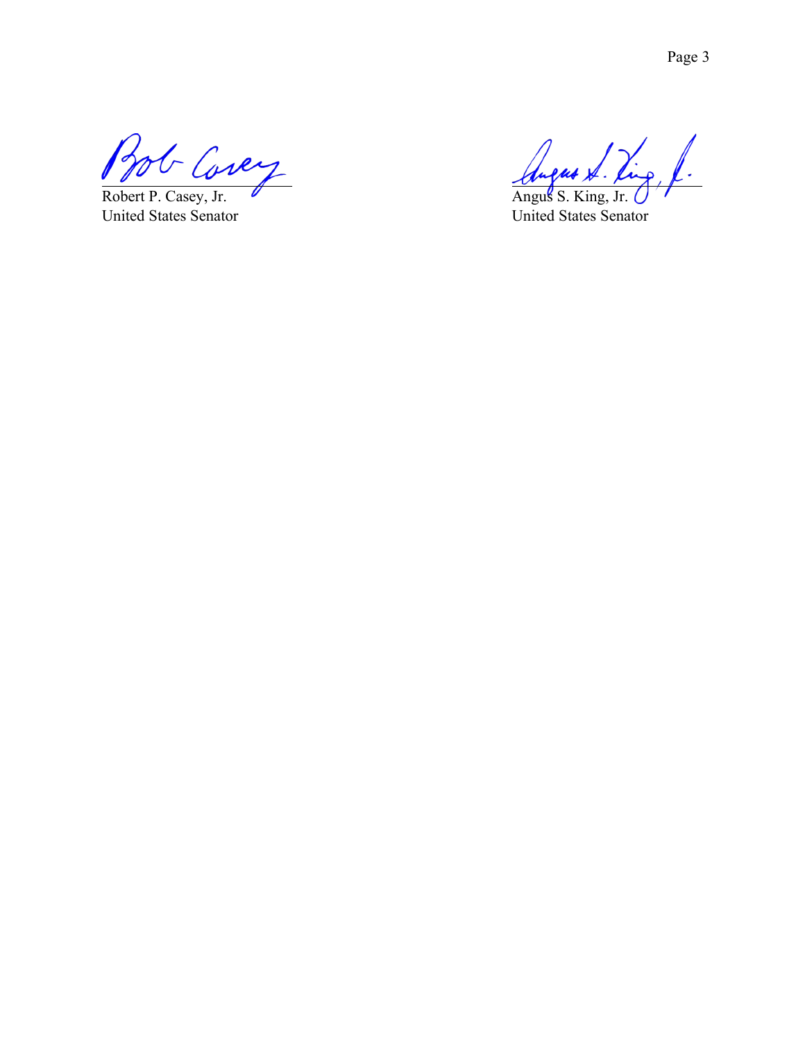Robert P. Casey, Jr.
United States Senator

Angus S. King, Jr.
United States Senator